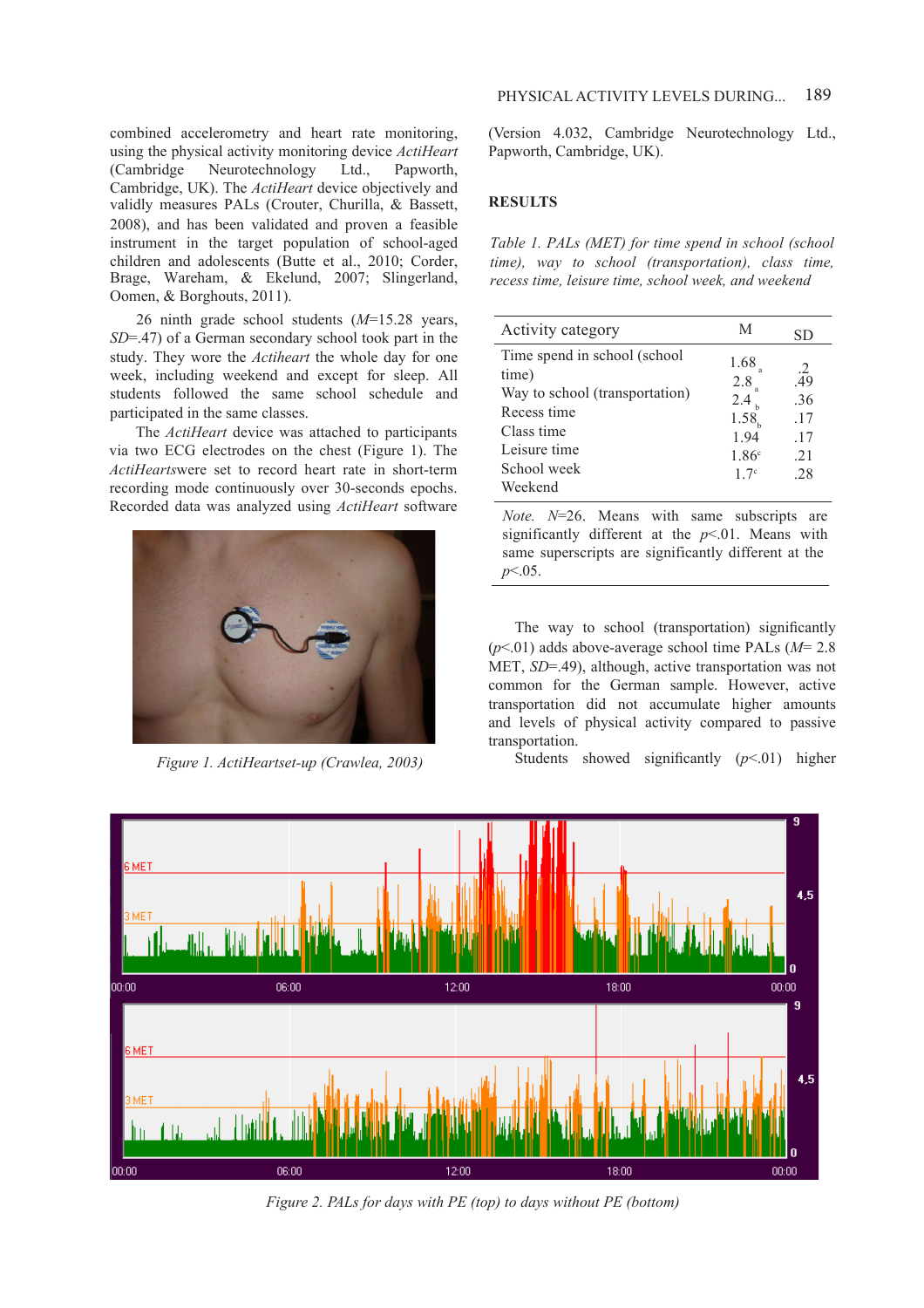combined accelerometry and heart rate monitoring, using the physical activity monitoring device *ActiHeart* (Cambridge Neurotechnology Ltd., Papworth, Cambridge, UK). The *ActiHeart* device objectively and validly measures PALs (Crouter, Churilla, & Bassett, 2008), and has been validated and proven a feasible instrument in the target population of school-aged children and adolescents (Butte et al., 2010; Corder, Brage, Wareham, & Ekelund, 2007; Slingerland, Oomen, & Borghouts, 2011).

26 ninth grade school students (*M*=15.28 years, *SD*=.47) of a German secondary school took part in the study. They wore the *Actiheart* the whole day for one week, including weekend and except for sleep. All students followed the same school schedule and participated in the same classes.

The *ActiHeart* device was attached to participants via two ECG electrodes on the chest (Figure 1). The *ActiHearts*were set to record heart rate in short-term recording mode continuously over 30-seconds epochs. Recorded data was analyzed using *ActiHeart* software (Version 4.032, Cambridge Neurotechnology Ltd., Papworth, Cambridge, UK).

*Figure 1. ActiHeartset-up (Crawlea, 2003)*

## RESULTS

*Table 1. PALs (MET) for time spend in school (school time), way to school (transportation), class time, recess time, leisure time, school week, and weekend*

| Activity category | M | SD |
|---|---|---|
| Time spend in school (school time) | 1.68 $_a$ | .2 |
| Way to school (transportation) | 2.8 $_a$ | .49 |
| Recess time | 2.4 $_b$ | .36 |
| Class time | 1.58 $_b$ | .17 |
| Leisure time | 1.94 | .17 |
| School week | 1.86$^c$ | .21 |
| Weekend | 1.7$^c$ | .28 |

*Note.* *N*=26. Means with same subscripts are significantly different at the *p*<.01. Means with same superscripts are significantly different at the *p*<.05.

The way to school (transportation) significantly (*p*<.01) adds above-average school time PALs (*M*= 2.8 MET, *SD*=.49), although, active transportation was not common for the German sample. However, active transportation did not accumulate higher amounts and levels of physical activity compared to passive transportation.

Students showed significantly (*p*<.01) higher

*Figure 2. PALs for days with PE (top) to days without PE (bottom)*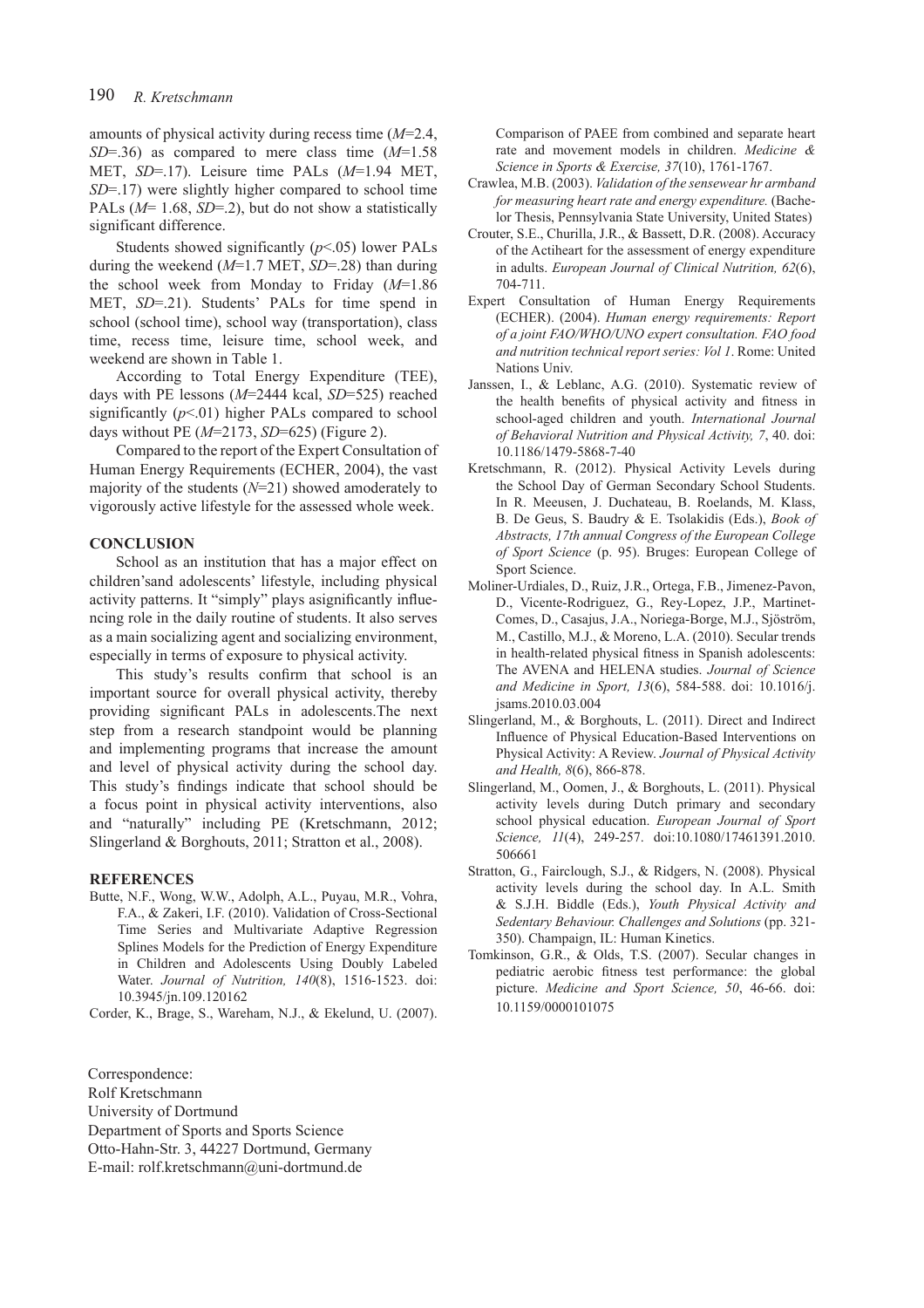amounts of physical activity during recess time (*M*=2.4, *SD*=.36) as compared to mere class time (*M*=1.58 MET, *SD*=.17). Leisure time PALs (*M*=1.94 MET, *SD*=.17) were slightly higher compared to school time PALs (*M*= 1.68, *SD*=.2), but do not show a statistically significant difference.

Students showed significantly ($p<.05$) lower PALs during the weekend (*M*=1.7 MET, *SD*=.28) than during the school week from Monday to Friday (*M*=1.86 MET, *SD*=.21). Students' PALs for time spend in school (school time), school way (transportation), class time, recess time, leisure time, school week, and weekend are shown in Table 1.

According to Total Energy Expenditure (TEE), days with PE lessons (*M*=2444 kcal, *SD*=525) reached significantly ($p<.01$) higher PALs compared to school days without PE (*M*=2173, *SD*=625) (Figure 2).

Compared to the report of the Expert Consultation of Human Energy Requirements (ECHER, 2004), the vast majority of the students (*N*=21) showed amoderately to vigorously active lifestyle for the assessed whole week.

## CONCLUSION

School as an institution that has a major effect on children'sand adolescents' lifestyle, including physical activity patterns. It "simply" plays asignificantly influencing role in the daily routine of students. It also serves as a main socializing agent and socializing environment, especially in terms of exposure to physical activity.

This study's results confirm that school is an important source for overall physical activity, thereby providing significant PALs in adolescents.The next step from a research standpoint would be planning and implementing programs that increase the amount and level of physical activity during the school day. This study's findings indicate that school should be a focus point in physical activity interventions, also and "naturally" including PE (Kretschmann, 2012; Slingerland & Borghouts, 2011; Stratton et al., 2008).

## REFERENCES

Butte, N.F., Wong, W.W., Adolph, A.L., Puyau, M.R., Vohra, F.A., & Zakeri, I.F. (2010). Validation of Cross-Sectional Time Series and Multivariate Adaptive Regression Splines Models for the Prediction of Energy Expenditure in Children and Adolescents Using Doubly Labeled Water. *Journal of Nutrition, 140*(8), 1516-1523. doi: 10.3945/jn.109.120162

Corder, K., Brage, S., Wareham, N.J., & Ekelund, U. (2007). Comparison of PAEE from combined and separate heart rate and movement models in children. *Medicine & Science in Sports & Exercise, 37*(10), 1761-1767.

Crawlea, M.B. (2003). *Validation of the sensewear hr armband for measuring heart rate and energy expenditure.* (Bachelor Thesis, Pennsylvania State University, United States)

Crouter, S.E., Churilla, J.R., & Bassett, D.R. (2008). Accuracy of the Actiheart for the assessment of energy expenditure in adults. *European Journal of Clinical Nutrition, 62*(6), 704-711.

Expert Consultation of Human Energy Requirements (ECHER). (2004). *Human energy requirements: Report of a joint FAO/WHO/UNO expert consultation. FAO food and nutrition technical report series: Vol 1*. Rome: United Nations Univ.

Janssen, I., & Leblanc, A.G. (2010). Systematic review of the health benefits of physical activity and fitness in school-aged children and youth. *International Journal of Behavioral Nutrition and Physical Activity, 7*, 40. doi: 10.1186/1479-5868-7-40

Kretschmann, R. (2012). Physical Activity Levels during the School Day of German Secondary School Students. In R. Meeusen, J. Duchateau, B. Roelands, M. Klass, B. De Geus, S. Baudry & E. Tsolakidis (Eds.), *Book of Abstracts, 17th annual Congress of the European College of Sport Science* (p. 95). Bruges: European College of Sport Science.

Moliner-Urdiales, D., Ruiz, J.R., Ortega, F.B., Jimenez-Pavon, D., Vicente-Rodriguez, G., Rey-Lopez, J.P., Martinet-Comes, D., Casajus, J.A., Noriega-Borge, M.J., Sjöström, M., Castillo, M.J., & Moreno, L.A. (2010). Secular trends in health-related physical fitness in Spanish adolescents: The AVENA and HELENA studies. *Journal of Science and Medicine in Sport, 13*(6), 584-588. doi: 10.1016/j.jsams.2010.03.004

Slingerland, M., & Borghouts, L. (2011). Direct and Indirect Influence of Physical Education-Based Interventions on Physical Activity: A Review. *Journal of Physical Activity and Health, 8*(6), 866-878.

Slingerland, M., Oomen, J., & Borghouts, L. (2011). Physical activity levels during Dutch primary and secondary school physical education. *European Journal of Sport Science, 11*(4), 249-257. doi:10.1080/17461391.2010.506661

Stratton, G., Fairclough, S.J., & Ridgers, N. (2008). Physical activity levels during the school day. In A.L. Smith & S.J.H. Biddle (Eds.), *Youth Physical Activity and Sedentary Behaviour. Challenges and Solutions* (pp. 321-350). Champaign, IL: Human Kinetics.

Tomkinson, G.R., & Olds, T.S. (2007). Secular changes in pediatric aerobic fitness test performance: the global picture. *Medicine and Sport Science, 50*, 46-66. doi: 10.1159/0000101075

Correspondence:
Rolf Kretschmann
University of Dortmund
Department of Sports and Sports Science
Otto-Hahn-Str. 3, 44227 Dortmund, Germany
E-mail: rolf.kretschmann@uni-dortmund.de